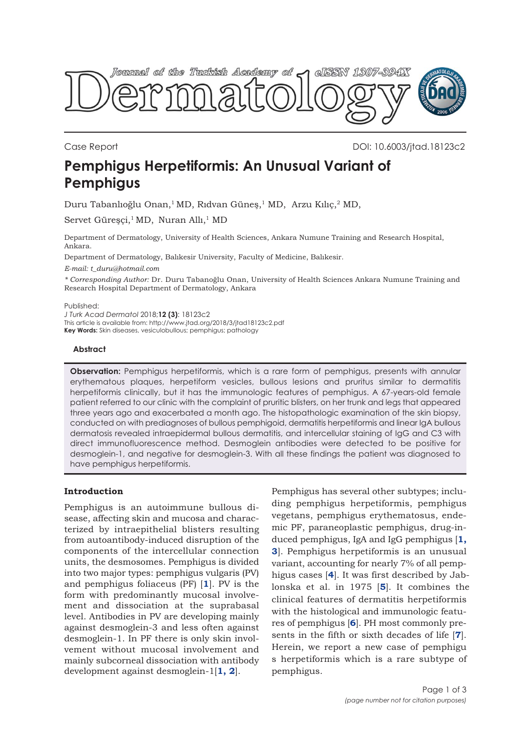Case Report

DOI: 10.6003/jtad.18123c2

# Pemphigus Herpetiformis: An Unusual Variant of Pemphigus

Duru Tabanlıoğlu Onan,[1] MD, Rıdvan Güneş,[1] MD, Arzu Kılıç,[2] MD,

Servet Güreşçi,[1] MD, Nuran Allı,[1] MD

Department of Dermatology, University of Health Sciences, Ankara Numune Training and Research Hospital, Ankara.

Department of Dermatology, Balıkesir University, Faculty of Medicine, Balıkesir.

*E-mail: t_duru@hotmail.com*

*\* Corresponding Author:* Dr. Duru Tabanoğlu Onan, University of Health Sciences Ankara Numune Training and Research Hospital Department of Dermatology, Ankara

Published:
*J Turk Acad Dermatol* 2018;**12 (3)**: 18123c2
This article is available from: http://www.jtad.org/2018/3/jtad18123c2.pdf
**Key Words:** Skin diseases, vesiculobullous; pemphigus; pathology

### Abstract

**Observation:** Pemphigus herpetiformis, which is a rare form of pemphigus, presents with annular erythematous plaques, herpetiform vesicles, bullous lesions and pruritus similar to dermatitis herpetiformis clinically, but it has the immunologic features of pemphigus. A 67-years-old female patient referred to our clinic with the complaint of pruritic blisters, on her trunk and legs that appeared three years ago and exacerbated a month ago. The histopathologic examination of the skin biopsy, conducted on with prediagnoses of bullous pemphigoid, dermatitis herpetiformis and linear IgA bullous dermatosis revealed intraepidermal bullous dermatitis, and intercellular staining of IgG and C3 with direct immunofluorescence method. Desmoglein antibodies were detected to be positive for desmoglein-1, and negative for desmoglein-3. With all these findings the patient was diagnosed to have pemphigus herpetiformis.

### Introduction

Pemphigus is an autoimmune bullous disease, affecting skin and mucosa and characterized by intraepithelial blisters resulting from autoantibody-induced disruption of the components of the intercellular connection units, the desmosomes. Pemphigus is divided into two major types: pemphigus vulgaris (PV) and pemphigus foliaceus (PF) [**1**]. PV is the form with predominantly mucosal involvement and dissociation at the suprabasal level. Antibodies in PV are developing mainly against desmoglein-3 and less often against desmoglein-1. In PF there is only skin involvement without mucosal involvement and mainly subcorneal dissociation with antibody development against desmoglein-1[**1, 2**].

Pemphigus has several other subtypes; including pemphigus herpetiformis, pemphigus vegetans, pemphigus erythematosus, endemic PF, paraneoplastic pemphigus, drug-induced pemphigus, IgA and IgG pemphigus [**1, 3**]. Pemphigus herpetiformis is an unusual variant, accounting for nearly 7% of all pemphigus cases [**4**]. It was first described by Jablonska et al. in 1975 [**5**]. It combines the clinical features of dermatitis herpetiformis with the histological and immunologic features of pemphigus [**6**]. PH most commonly presents in the fifth or sixth decades of life [**7**]. Herein, we report a new case of pemphigus herpetiformis which is a rare subtype of pemphigus.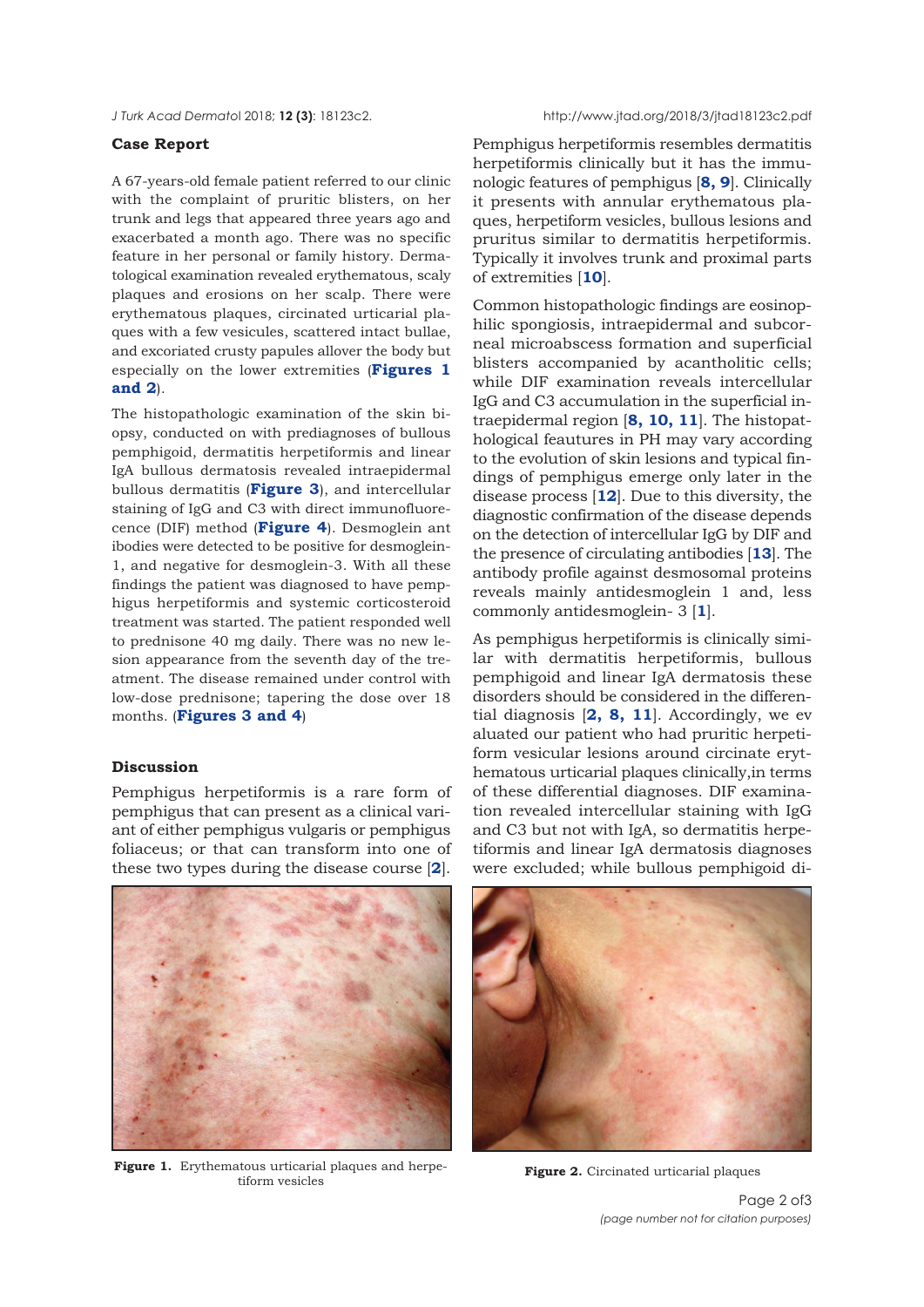## Case Report

A 67-years-old female patient referred to our clinic with the complaint of pruritic blisters, on her trunk and legs that appeared three years ago and exacerbated a month ago. There was no specific feature in her personal or family history. Dermatological examination revealed erythematous, scaly plaques and erosions on her scalp. There were erythematous plaques, circinated urticarial plaques with a few vesicules, scattered intact bullae, and excoriated crusty papules allover the body but especially on the lower extremities (**Figures 1 and 2**).

The histopathologic examination of the skin biopsy, conducted on with prediagnoses of bullous pemphigoid, dermatitis herpetiformis and linear IgA bullous dermatosis revealed intraepidermal bullous dermatitis (**Figure 3**), and intercellular staining of IgG and C3 with direct immunofluorecence (DIF) method (**Figure 4**). Desmoglein antibodies were detected to be positive for desmoglein-1, and negative for desmoglein-3. With all these findings the patient was diagnosed to have pemphigus herpetiformis and systemic corticosteroid treatment was started. The patient responded well to prednisone 40 mg daily. There was no new lesion appearance from the seventh day of the treatment. The disease remained under control with low-dose prednisone; tapering the dose over 18 months. (**Figures 3 and 4**)

## Discussion

Pemphigus herpetiformis is a rare form of pemphigus that can present as a clinical variant of either pemphigus vulgaris or pemphigus foliaceus; or that can transform into one of these two types during the disease course [**2**].

Pemphigus herpetiformis resembles dermatitis herpetiformis clinically but it has the immunologic features of pemphigus [**8, 9**]. Clinically it presents with annular erythematous plaques, herpetiform vesicles, bullous lesions and pruritus similar to dermatitis herpetiformis. Typically it involves trunk and proximal parts of extremities [**10**].

Common histopathologic findings are eosinophilic spongiosis, intraepidermal and subcorneal microabscess formation and superficial blisters accompanied by acantholitic cells; while DIF examination reveals intercellular IgG and C3 accumulation in the superficial intraepidermal region [**8, 10, 11**]. The histopathological feautures in PH may vary according to the evolution of skin lesions and typical findings of pemphigus emerge only later in the disease process [**12**]. Due to this diversity, the diagnostic confirmation of the disease depends on the detection of intercellular IgG by DIF and the presence of circulating antibodies [**13**]. The antibody profile against desmosomal proteins reveals mainly antidesmoglein 1 and, less commonly antidesmoglein- 3 [**1**].

As pemphigus herpetiformis is clinically similar with dermatitis herpetiformis, bullous pemphigoid and linear IgA dermatosis these disorders should be considered in the differential diagnosis [**2, 8, 11**]. Accordingly, we evaluated our patient who had pruritic herpetiform vesicular lesions around circinate erythematous urticarial plaques clinically,in terms of these differential diagnoses. DIF examination revealed intercellular staining with IgG and C3 but not with IgA, so dermatitis herpetiformis and linear IgA dermatosis diagnoses were excluded; while bullous pemphigoid di-

**Figure 1.** Erythematous urticarial plaques and herpetiform vesicles

**Figure 2.** Circinated urticarial plaques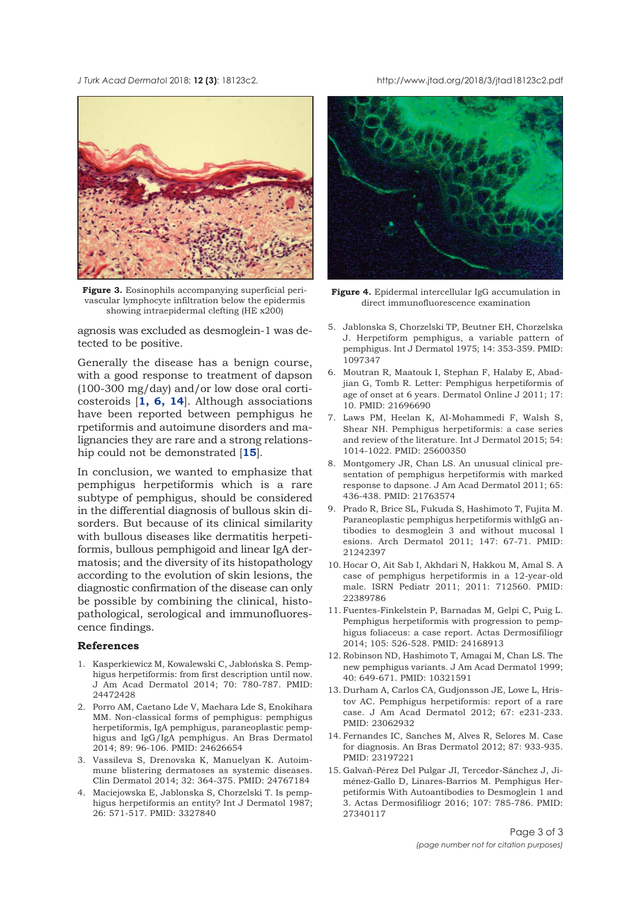Figure 3. Eosinophils accompanying superficial perivascular lymphocyte infiltration below the epidermis showing intraepidermal clefting (HE x200)

Figure 4. Epidermal intercellular IgG accumulation in direct immunofluorescence examination

agnosis was excluded as desmoglein-1 was detected to be positive.

Generally the disease has a benign course, with a good response to treatment of dapson (100-300 mg/day) and/or low dose oral corticosteroids [**1, 6, 14**]. Although associations have been reported between pemphigus he rpetiformis and autoimune disorders and malignancies they are rare and a strong relationship could not be demonstrated [**15**].

In conclusion, we wanted to emphasize that pemphigus herpetiformis which is a rare subtype of pemphigus, should be considered in the differential diagnosis of bullous skin disorders. But because of its clinical similarity with bullous diseases like dermatitis herpetiformis, bullous pemphigoid and linear IgA dermatosis; and the diversity of its histopathology according to the evolution of skin lesions, the diagnostic confirmation of the disease can only be possible by combining the clinical, histopathological, serological and immunofluorescence findings.

## References

1. Kasperkiewicz M, Kowalewski C, Jabłońska S. Pemphigus herpetiformis: from first description until now. J Am Acad Dermatol 2014; 70: 780-787. PMID: 24472428
2. Porro AM, Caetano Lde V, Maehara Lde S, Enokihara MM. Non-classical forms of pemphigus: pemphigus herpetiformis, IgA pemphigus, paraneoplastic pemphigus and IgG/IgA pemphigus. An Bras Dermatol 2014; 89: 96-106. PMID: 24626654
3. Vassileva S, Drenovska K, Manuelyan K. Autoimmune blistering dermatoses as systemic diseases. Clin Dermatol 2014; 32: 364-375. PMID: 24767184
4. Maciejowska E, Jablonska S, Chorzelski T. Is pemphigus herpetiformis an entity? Int J Dermatol 1987; 26: 571-517. PMID: 3327840
5. Jablonska S, Chorzelski TP, Beutner EH, Chorzelska J. Herpetiform pemphigus, a variable pattern of pemphigus. Int J Dermatol 1975; 14: 353-359. PMID: 1097347
6. Moutran R, Maatouk I, Stephan F, Halaby E, Abadjian G, Tomb R. Letter: Pemphigus herpetiformis of age of onset at 6 years. Dermatol Online J 2011; 17: 10. PMID: 21696690
7. Laws PM, Heelan K, Al-Mohammedi F, Walsh S, Shear NH. Pemphigus herpetiformis: a case series and review of the literature. Int J Dermatol 2015; 54: 1014-1022. PMID: 25600350
8. Montgomery JR, Chan LS. An unusual clinical presentation of pemphigus herpetiformis with marked response to dapsone. J Am Acad Dermatol 2011; 65: 436-438. PMID: 21763574
9. Prado R, Brice SL, Fukuda S, Hashimoto T, Fujita M. Paraneoplastic pemphigus herpetiformis withIgG antibodies to desmoglein 3 and without mucosal l esions. Arch Dermatol 2011; 147: 67-71. PMID: 21242397
10. Hocar O, Ait Sab I, Akhdari N, Hakkou M, Amal S. A case of pemphigus herpetiformis in a 12-year-old male. ISRN Pediatr 2011; 2011: 712560. PMID: 22389786
11. Fuentes-Finkelstein P, Barnadas M, Gelpi C, Puig L. Pemphigus herpetiformis with progression to pemphigus foliaceus: a case report. Actas Dermosifiliogr 2014; 105: 526-528. PMID: 24168913
12. Robinson ND, Hashimoto T, Amagai M, Chan LS. The new pemphigus variants. J Am Acad Dermatol 1999; 40: 649-671. PMID: 10321591
13. Durham A, Carlos CA, Gudjonsson JE, Lowe L, Hristov AC. Pemphigus herpetiformis: report of a rare case. J Am Acad Dermatol 2012; 67: e231-233. PMID: 23062932
14. Fernandes IC, Sanches M, Alves R, Selores M. Case for diagnosis. An Bras Dermatol 2012; 87: 933-935. PMID: 23197221
15. Galvañ-Pérez Del Pulgar JI, Tercedor-Sánchez J, Jiménez-Gallo D, Linares-Barrios M. Pemphigus Herpetiformis With Autoantibodies to Desmoglein 1 and 3. Actas Dermosifiliogr 2016; 107: 785-786. PMID: 27340117